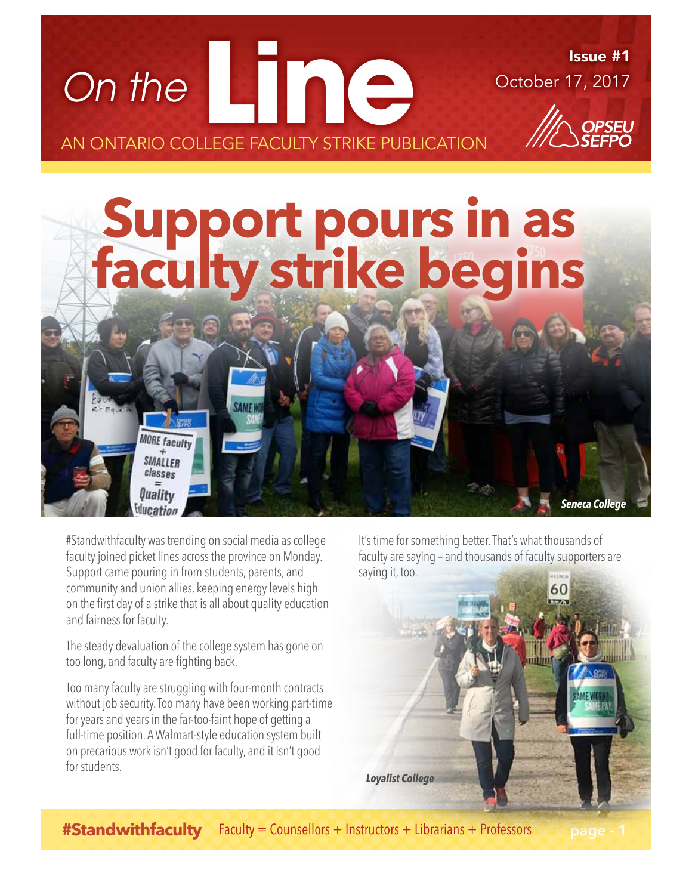# On the Line

AN ONTARIO COLLEGE FACULTY STRIKE PUBLICATION

**Issue #1**
October 17, 2017

OPSEU SEFPO

# Support pours in as faculty strike begins

*Seneca College*

#Standwithfaculty was trending on social media as college faculty joined picket lines across the province on Monday. Support came pouring in from students, parents, and community and union allies, keeping energy levels high on the first day of a strike that is all about quality education and fairness for faculty.

The steady devaluation of the college system has gone on too long, and faculty are fighting back.

Too many faculty are struggling with four-month contracts without job security. Too many have been working part-time for years and years in the far-too-faint hope of getting a full-time position. A Walmart-style education system built on precarious work isn't good for faculty, and it isn't good for students.

It's time for something better. That's what thousands of faculty are saying – and thousands of faculty supporters are saying it, too.

*Loyalist College*

**#Standwithfaculty** | Faculty = Counsellors + Instructors + Librarians + Professors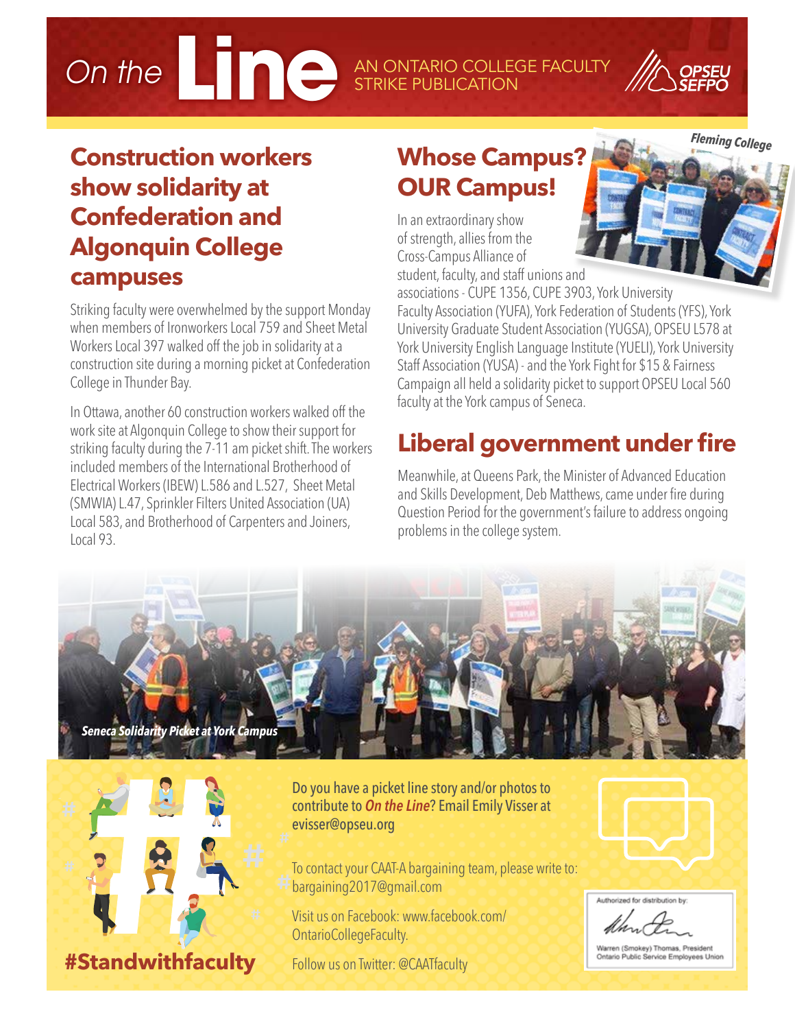# On the Line

AN ONTARIO COLLEGE FACULTY STRIKE PUBLICATION

## Construction workers show solidarity at Confederation and Algonquin College campuses

Striking faculty were overwhelmed by the support Monday when members of Ironworkers Local 759 and Sheet Metal Workers Local 397 walked off the job in solidarity at a construction site during a morning picket at Confederation College in Thunder Bay.

In Ottawa, another 60 construction workers walked off the work site at Algonquin College to show their support for striking faculty during the 7-11 am picket shift. The workers included members of the International Brotherhood of Electrical Workers (IBEW) L.586 and L.527, Sheet Metal (SMWIA) L.47, Sprinkler Filters United Association (UA) Local 583, and Brotherhood of Carpenters and Joiners, Local 93.

## Whose Campus? OUR Campus!

*Fleming College*

In an extraordinary show of strength, allies from the Cross-Campus Alliance of student, faculty, and staff unions and associations - CUPE 1356, CUPE 3903, York University Faculty Association (YUFA), York Federation of Students (YFS), York University Graduate Student Association (YUGSA), OPSEU L578 at York University English Language Institute (YUELI), York University Staff Association (YUSA) - and the York Fight for $15 & Fairness Campaign all held a solidarity picket to support OPSEU Local 560 faculty at the York campus of Seneca.

## Liberal government under fire

Meanwhile, at Queens Park, the Minister of Advanced Education and Skills Development, Deb Matthews, came under fire during Question Period for the government's failure to address ongoing problems in the college system.

*Seneca Solidarity Picket at York Campus*

**#Standwithfaculty**

Do you have a picket line story and/or photos to contribute to ***On the Line***? Email Emily Visser at evisser@opseu.org

To contact your CAAT-A bargaining team, please write to: bargaining2017@gmail.com

Visit us on Facebook: www.facebook.com/OntarioCollegeFaculty.

Follow us on Twitter: @CAATfaculty

Authorized for distribution by:

Warren (Smokey) Thomas, President
Ontario Public Service Employees Union